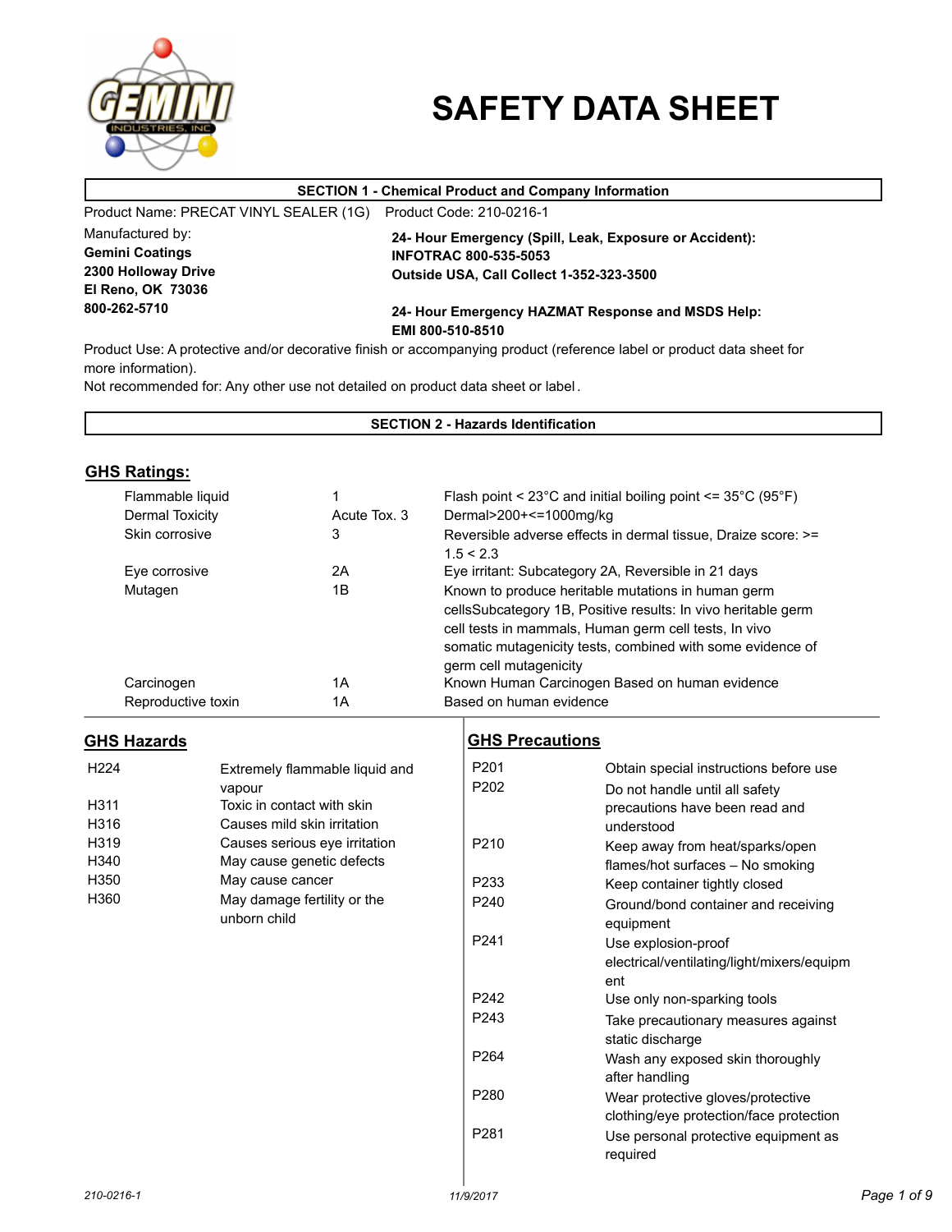# SAFETY DATA SHEET

**SECTION 1 - Chemical Product and Company Information**

Product Name: PRECAT VINYL SEALER (1G) Product Code: 210-0216-1

Manufactured by:
**Gemini Coatings**
**2300 Holloway Drive**
**El Reno, OK 73036**
**800-262-5710**

**24- Hour Emergency (Spill, Leak, Exposure or Accident):**
**INFOTRAC 800-535-5053**
**Outside USA, Call Collect 1-352-323-3500**

**24- Hour Emergency HAZMAT Response and MSDS Help:**
**EMI 800-510-8510**

Product Use: A protective and/or decorative finish or accompanying product (reference label or product data sheet for more information).
Not recommended for: Any other use not detailed on product data sheet or label.

**SECTION 2 - Hazards Identification**

## GHS Ratings:

| | | |
|---|---|---|
| Flammable liquid | 1 | Flash point < 23°C and initial boiling point <= 35°C (95°F) |
| Dermal Toxicity | Acute Tox. 3 | Dermal>200+<=1000mg/kg |
| Skin corrosive | 3 | Reversible adverse effects in dermal tissue, Draize score: >= 1.5 < 2.3 |
| Eye corrosive | 2A | Eye irritant: Subcategory 2A, Reversible in 21 days |
| Mutagen | 1B | Known to produce heritable mutations in human germ cellsSubcategory 1B, Positive results: In vivo heritable germ cell tests in mammals, Human germ cell tests, In vivo somatic mutagenicity tests, combined with some evidence of germ cell mutagenicity |
| Carcinogen | 1A | Known Human Carcinogen Based on human evidence |
| Reproductive toxin | 1A | Based on human evidence |

## GHS Hazards

| | |
|---|---|
| H224 | Extremely flammable liquid and vapour |
| H311 | Toxic in contact with skin |
| H316 | Causes mild skin irritation |
| H319 | Causes serious eye irritation |
| H340 | May cause genetic defects |
| H350 | May cause cancer |
| H360 | May damage fertility or the unborn child |

## GHS Precautions

| | |
|---|---|
| P201 | Obtain special instructions before use |
| P202 | Do not handle until all safety precautions have been read and understood |
| P210 | Keep away from heat/sparks/open flames/hot surfaces – No smoking |
| P233 | Keep container tightly closed |
| P240 | Ground/bond container and receiving equipment |
| P241 | Use explosion-proof electrical/ventilating/light/mixers/equipment |
| P242 | Use only non-sparking tools |
| P243 | Take precautionary measures against static discharge |
| P264 | Wash any exposed skin thoroughly after handling |
| P280 | Wear protective gloves/protective clothing/eye protection/face protection |
| P281 | Use personal protective equipment as required |

210-0216-1 11/9/2017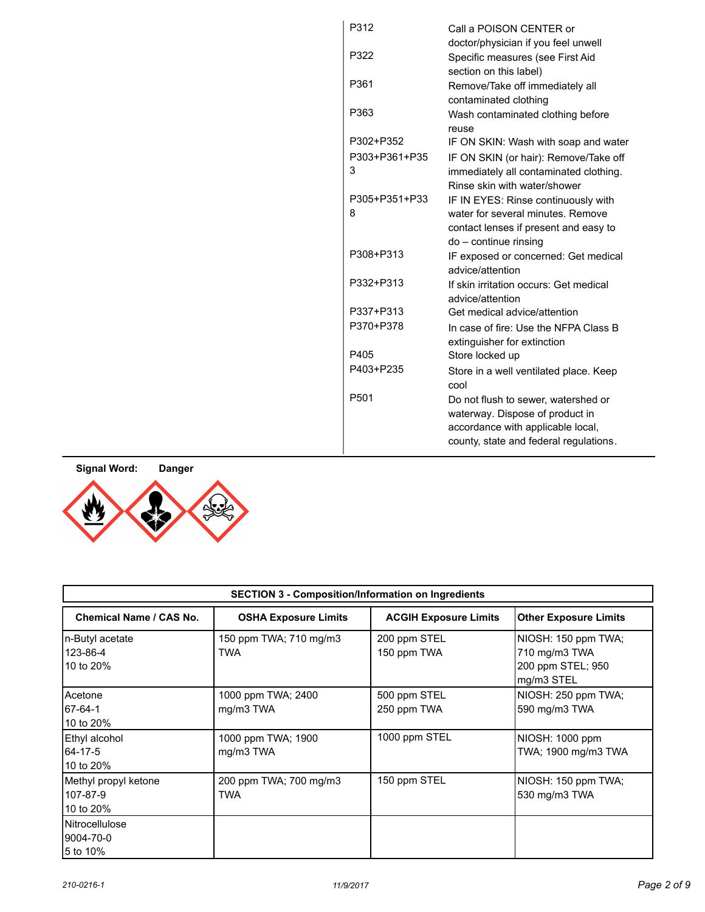| | |
|---|---|
| P312 | Call a POISON CENTER or doctor/physician if you feel unwell |
| P322 | Specific measures (see First Aid section on this label) |
| P361 | Remove/Take off immediately all contaminated clothing |
| P363 | Wash contaminated clothing before reuse |
| P302+P352 | IF ON SKIN: Wash with soap and water |
| P303+P361+P353 | IF ON SKIN (or hair): Remove/Take off immediately all contaminated clothing. Rinse skin with water/shower |
| P305+P351+P338 | IF IN EYES: Rinse continuously with water for several minutes. Remove contact lenses if present and easy to do – continue rinsing |
| P308+P313 | IF exposed or concerned: Get medical advice/attention |
| P332+P313 | If skin irritation occurs: Get medical advice/attention |
| P337+P313 | Get medical advice/attention |
| P370+P378 | In case of fire: Use the NFPA Class B extinguisher for extinction |
| P405 | Store locked up |
| P403+P235 | Store in a well ventilated place. Keep cool |
| P501 | Do not flush to sewer, watershed or waterway. Dispose of product in accordance with applicable local, county, state and federal regulations. |

**Signal Word:** **Danger**

## SECTION 3 - Composition/Information on Ingredients

| Chemical Name / CAS No. | OSHA Exposure Limits | ACGIH Exposure Limits | Other Exposure Limits |
|---|---|---|---|
| n-Butyl acetate<br>123-86-4<br>10 to 20% | 150 ppm TWA; 710 mg/m3 TWA | 200 ppm STEL<br>150 ppm TWA | NIOSH: 150 ppm TWA; 710 mg/m3 TWA<br>200 ppm STEL; 950 mg/m3 STEL |
| Acetone<br>67-64-1<br>10 to 20% | 1000 ppm TWA; 2400 mg/m3 TWA | 500 ppm STEL<br>250 ppm TWA | NIOSH: 250 ppm TWA; 590 mg/m3 TWA |
| Ethyl alcohol<br>64-17-5<br>10 to 20% | 1000 ppm TWA; 1900 mg/m3 TWA | 1000 ppm STEL | NIOSH: 1000 ppm TWA; 1900 mg/m3 TWA |
| Methyl propyl ketone<br>107-87-9<br>10 to 20% | 200 ppm TWA; 700 mg/m3 TWA | 150 ppm STEL | NIOSH: 150 ppm TWA; 530 mg/m3 TWA |
| Nitrocellulose<br>9004-70-0<br>5 to 10% | | | |

210-0216-1 11/9/2017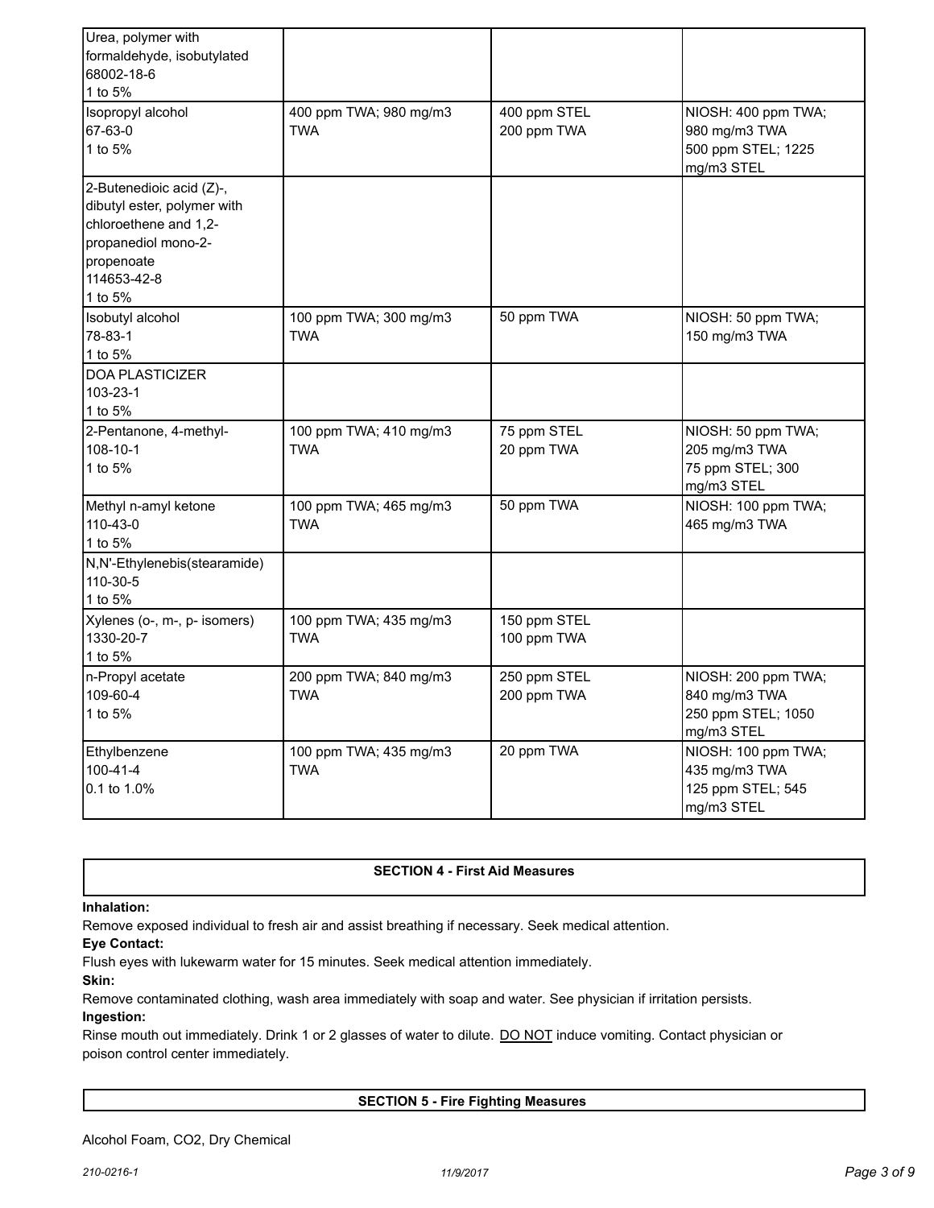| | | | |
|---|---|---|---|
| Urea, polymer with formaldehyde, isobutylated<br>68002-18-6<br>1 to 5% | | | |
| Isopropyl alcohol<br>67-63-0<br>1 to 5% | 400 ppm TWA; 980 mg/m3 TWA | 400 ppm STEL<br>200 ppm TWA | NIOSH: 400 ppm TWA; 980 mg/m3 TWA<br>500 ppm STEL; 1225 mg/m3 STEL |
| 2-Butenedioic acid (Z)-, dibutyl ester, polymer with chloroethene and 1,2-propanediol mono-2-propenoate<br>114653-42-8<br>1 to 5% | | | |
| Isobutyl alcohol<br>78-83-1<br>1 to 5% | 100 ppm TWA; 300 mg/m3 TWA | 50 ppm TWA | NIOSH: 50 ppm TWA; 150 mg/m3 TWA |
| DOA PLASTICIZER<br>103-23-1<br>1 to 5% | | | |
| 2-Pentanone, 4-methyl-<br>108-10-1<br>1 to 5% | 100 ppm TWA; 410 mg/m3 TWA | 75 ppm STEL<br>20 ppm TWA | NIOSH: 50 ppm TWA; 205 mg/m3 TWA<br>75 ppm STEL; 300 mg/m3 STEL |
| Methyl n-amyl ketone<br>110-43-0<br>1 to 5% | 100 ppm TWA; 465 mg/m3 TWA | 50 ppm TWA | NIOSH: 100 ppm TWA; 465 mg/m3 TWA |
| N,N'-Ethylenebis(stearamide)<br>110-30-5<br>1 to 5% | | | |
| Xylenes (o-, m-, p- isomers)<br>1330-20-7<br>1 to 5% | 100 ppm TWA; 435 mg/m3 TWA | 150 ppm STEL<br>100 ppm TWA | |
| n-Propyl acetate<br>109-60-4<br>1 to 5% | 200 ppm TWA; 840 mg/m3 TWA | 250 ppm STEL<br>200 ppm TWA | NIOSH: 200 ppm TWA; 840 mg/m3 TWA<br>250 ppm STEL; 1050 mg/m3 STEL |
| Ethylbenzene<br>100-41-4<br>0.1 to 1.0% | 100 ppm TWA; 435 mg/m3 TWA | 20 ppm TWA | NIOSH: 100 ppm TWA; 435 mg/m3 TWA<br>125 ppm STEL; 545 mg/m3 STEL |

## SECTION 4 - First Aid Measures

**Inhalation:**

Remove exposed individual to fresh air and assist breathing if necessary. Seek medical attention.

**Eye Contact:**

Flush eyes with lukewarm water for 15 minutes. Seek medical attention immediately.

**Skin:**

Remove contaminated clothing, wash area immediately with soap and water. See physician if irritation persists.

**Ingestion:**

Rinse mouth out immediately. Drink 1 or 2 glasses of water to dilute. DO NOT induce vomiting. Contact physician or poison control center immediately.

## SECTION 5 - Fire Fighting Measures

Alcohol Foam, CO2, Dry Chemical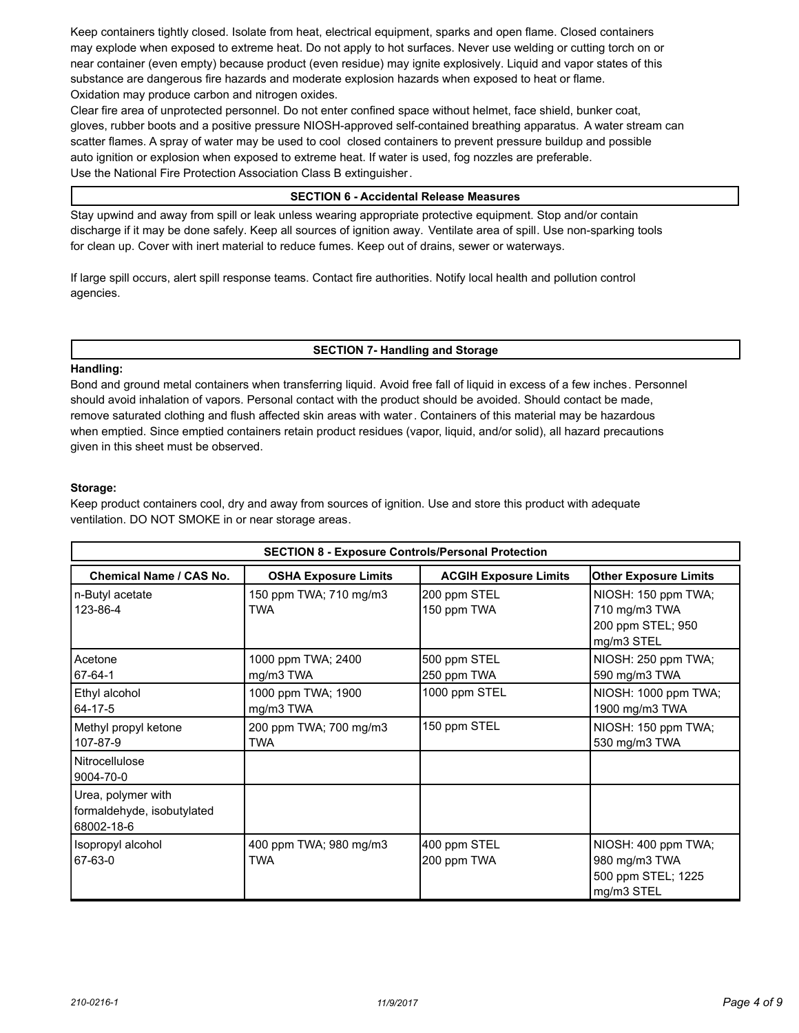Keep containers tightly closed. Isolate from heat, electrical equipment, sparks and open flame. Closed containers may explode when exposed to extreme heat. Do not apply to hot surfaces. Never use welding or cutting torch on or near container (even empty) because product (even residue) may ignite explosively. Liquid and vapor states of this substance are dangerous fire hazards and moderate explosion hazards when exposed to heat or flame.
Oxidation may produce carbon and nitrogen oxides.
Clear fire area of unprotected personnel. Do not enter confined space without helmet, face shield, bunker coat, gloves, rubber boots and a positive pressure NIOSH-approved self-contained breathing apparatus. A water stream can scatter flames. A spray of water may be used to cool closed containers to prevent pressure buildup and possible auto ignition or explosion when exposed to extreme heat. If water is used, fog nozzles are preferable.
Use the National Fire Protection Association Class B extinguisher.

## SECTION 6 - Accidental Release Measures

Stay upwind and away from spill or leak unless wearing appropriate protective equipment. Stop and/or contain discharge if it may be done safely. Keep all sources of ignition away. Ventilate area of spill. Use non-sparking tools for clean up. Cover with inert material to reduce fumes. Keep out of drains, sewer or waterways.

If large spill occurs, alert spill response teams. Contact fire authorities. Notify local health and pollution control agencies.

## SECTION 7- Handling and Storage

**Handling:**
Bond and ground metal containers when transferring liquid. Avoid free fall of liquid in excess of a few inches. Personnel should avoid inhalation of vapors. Personal contact with the product should be avoided. Should contact be made, remove saturated clothing and flush affected skin areas with water. Containers of this material may be hazardous when emptied. Since emptied containers retain product residues (vapor, liquid, and/or solid), all hazard precautions given in this sheet must be observed.

**Storage:**
Keep product containers cool, dry and away from sources of ignition. Use and store this product with adequate ventilation. DO NOT SMOKE in or near storage areas.

## SECTION 8 - Exposure Controls/Personal Protection

| Chemical Name / CAS No. | OSHA Exposure Limits | ACGIH Exposure Limits | Other Exposure Limits |
|---|---|---|---|
| n-Butyl acetate 123-86-4 | 150 ppm TWA; 710 mg/m3 TWA | 200 ppm STEL 150 ppm TWA | NIOSH: 150 ppm TWA; 710 mg/m3 TWA 200 ppm STEL; 950 mg/m3 STEL |
| Acetone 67-64-1 | 1000 ppm TWA; 2400 mg/m3 TWA | 500 ppm STEL 250 ppm TWA | NIOSH: 250 ppm TWA; 590 mg/m3 TWA |
| Ethyl alcohol 64-17-5 | 1000 ppm TWA; 1900 mg/m3 TWA | 1000 ppm STEL | NIOSH: 1000 ppm TWA; 1900 mg/m3 TWA |
| Methyl propyl ketone 107-87-9 | 200 ppm TWA; 700 mg/m3 TWA | 150 ppm STEL | NIOSH: 150 ppm TWA; 530 mg/m3 TWA |
| Nitrocellulose 9004-70-0 | | | |
| Urea, polymer with formaldehyde, isobutylated 68002-18-6 | | | |
| Isopropyl alcohol 67-63-0 | 400 ppm TWA; 980 mg/m3 TWA | 400 ppm STEL 200 ppm TWA | NIOSH: 400 ppm TWA; 980 mg/m3 TWA 500 ppm STEL; 1225 mg/m3 STEL |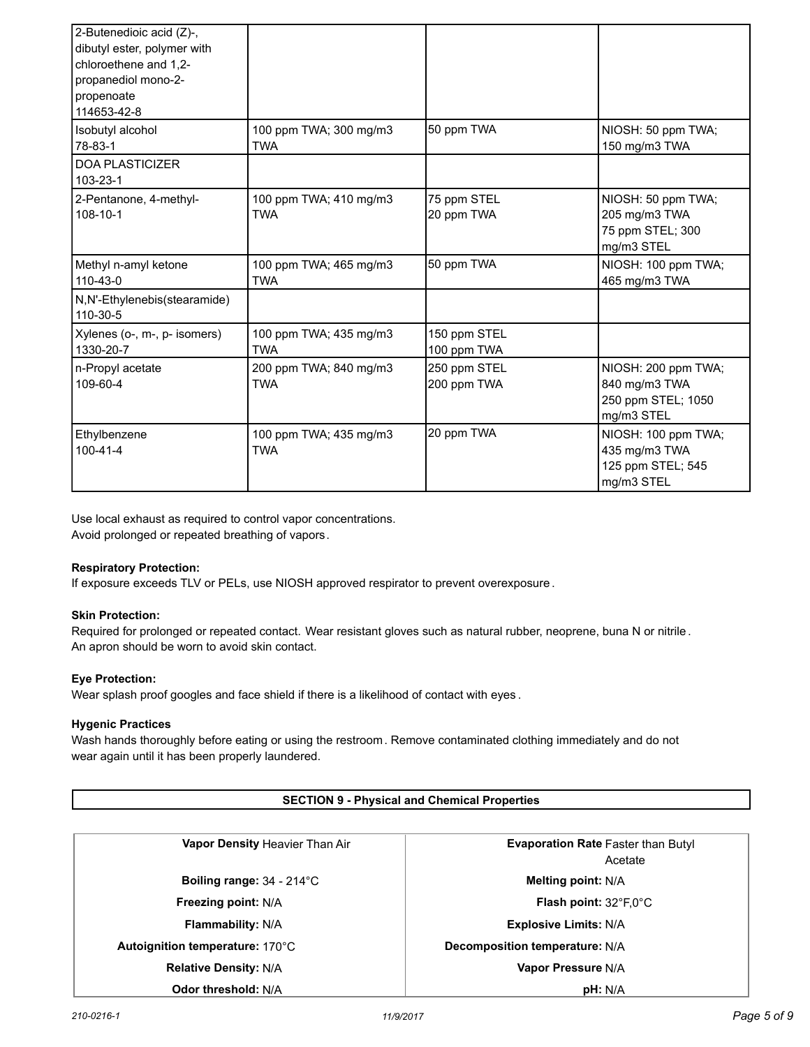| | | | |
|---|---|---|---|
| 2-Butenedioic acid (Z)-, dibutyl ester, polymer with chloroethene and 1,2-propanediol mono-2-propenoate 114653-42-8 | | | |
| Isobutyl alcohol 78-83-1 | 100 ppm TWA; 300 mg/m3 TWA | 50 ppm TWA | NIOSH: 50 ppm TWA; 150 mg/m3 TWA |
| DOA PLASTICIZER 103-23-1 | | | |
| 2-Pentanone, 4-methyl- 108-10-1 | 100 ppm TWA; 410 mg/m3 TWA | 75 ppm STEL 20 ppm TWA | NIOSH: 50 ppm TWA; 205 mg/m3 TWA 75 ppm STEL; 300 mg/m3 STEL |
| Methyl n-amyl ketone 110-43-0 | 100 ppm TWA; 465 mg/m3 TWA | 50 ppm TWA | NIOSH: 100 ppm TWA; 465 mg/m3 TWA |
| N,N'-Ethylenebis(stearamide) 110-30-5 | | | |
| Xylenes (o-, m-, p- isomers) 1330-20-7 | 100 ppm TWA; 435 mg/m3 TWA | 150 ppm STEL 100 ppm TWA | |
| n-Propyl acetate 109-60-4 | 200 ppm TWA; 840 mg/m3 TWA | 250 ppm STEL 200 ppm TWA | NIOSH: 200 ppm TWA; 840 mg/m3 TWA 250 ppm STEL; 1050 mg/m3 STEL |
| Ethylbenzene 100-41-4 | 100 ppm TWA; 435 mg/m3 TWA | 20 ppm TWA | NIOSH: 100 ppm TWA; 435 mg/m3 TWA 125 ppm STEL; 545 mg/m3 STEL |

Use local exhaust as required to control vapor concentrations.
Avoid prolonged or repeated breathing of vapors.

**Respiratory Protection:**
If exposure exceeds TLV or PELs, use NIOSH approved respirator to prevent overexposure.

**Skin Protection:**
Required for prolonged or repeated contact. Wear resistant gloves such as natural rubber, neoprene, buna N or nitrile. An apron should be worn to avoid skin contact.

**Eye Protection:**
Wear splash proof googles and face shield if there is a likelihood of contact with eyes.

**Hygenic Practices**
Wash hands thoroughly before eating or using the restroom. Remove contaminated clothing immediately and do not wear again until it has been properly laundered.

## SECTION 9 - Physical and Chemical Properties

| | |
|---|---|
| **Vapor Density** Heavier Than Air | **Evaporation Rate** Faster than Butyl Acetate |
| **Boiling range:** 34 - 214°C | **Melting point:** N/A |
| **Freezing point:** N/A | **Flash point:** 32°F,0°C |
| **Flammability:** N/A | **Explosive Limits:** N/A |
| **Autoignition temperature:** 170°C | **Decomposition temperature:** N/A |
| **Relative Density:** N/A | **Vapor Pressure** N/A |
| **Odor threshold:** N/A | **pH:** N/A |

210-0216-1 11/9/2017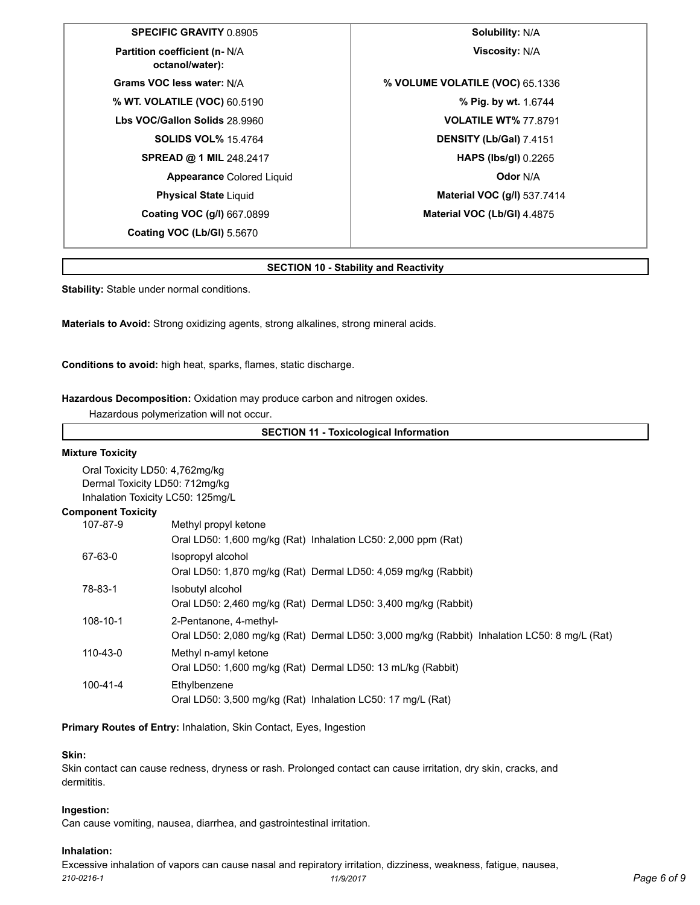| | |
|---|---|
| **SPECIFIC GRAVITY** 0.8905 | **Solubility:** N/A |
| **Partition coefficient (n-octanol/water):** N/A | **Viscosity:** N/A |
| **Grams VOC less water:** N/A | **% VOLUME VOLATILE (VOC)** 65.1336 |
| **% WT. VOLATILE (VOC)** 60.5190 | **% Pig. by wt.** 1.6744 |
| **Lbs VOC/Gallon Solids** 28.9960 | **VOLATILE WT%** 77.8791 |
| **SOLIDS VOL%** 15.4764 | **DENSITY (Lb/Gal)** 7.4151 |
| **SPREAD @ 1 MIL** 248.2417 | **HAPS (lbs/gl)** 0.2265 |
| **Appearance** Colored Liquid | **Odor** N/A |
| **Physical State** Liquid | **Material VOC (g/l)** 537.7414 |
| **Coating VOC (g/l)** 667.0899 | **Material VOC (Lb/Gl)** 4.4875 |
| **Coating VOC (Lb/Gl)** 5.5670 | |

## SECTION 10 - Stability and Reactivity

**Stability:** Stable under normal conditions.

**Materials to Avoid:** Strong oxidizing agents, strong alkalines, strong mineral acids.

**Conditions to avoid:** high heat, sparks, flames, static discharge.

**Hazardous Decomposition:** Oxidation may produce carbon and nitrogen oxides.

Hazardous polymerization will not occur.

## SECTION 11 - Toxicological Information

**Mixture Toxicity**

Oral Toxicity LD50: 4,762mg/kg
Dermal Toxicity LD50: 712mg/kg
Inhalation Toxicity LC50: 125mg/L

**Component Toxicity**

| | |
|---|---|
| 107-87-9 | Methyl propyl ketone<br>Oral LD50: 1,600 mg/kg (Rat) Inhalation LC50: 2,000 ppm (Rat) |
| 67-63-0 | Isopropyl alcohol<br>Oral LD50: 1,870 mg/kg (Rat) Dermal LD50: 4,059 mg/kg (Rabbit) |
| 78-83-1 | Isobutyl alcohol<br>Oral LD50: 2,460 mg/kg (Rat) Dermal LD50: 3,400 mg/kg (Rabbit) |
| 108-10-1 | 2-Pentanone, 4-methyl-<br>Oral LD50: 2,080 mg/kg (Rat) Dermal LD50: 3,000 mg/kg (Rabbit) Inhalation LC50: 8 mg/L (Rat) |
| 110-43-0 | Methyl n-amyl ketone<br>Oral LD50: 1,600 mg/kg (Rat) Dermal LD50: 13 mL/kg (Rabbit) |
| 100-41-4 | Ethylbenzene<br>Oral LD50: 3,500 mg/kg (Rat) Inhalation LC50: 17 mg/L (Rat) |

**Primary Routes of Entry:** Inhalation, Skin Contact, Eyes, Ingestion

**Skin:**
Skin contact can cause redness, dryness or rash. Prolonged contact can cause irritation, dry skin, cracks, and dermititis.

**Ingestion:**
Can cause vomiting, nausea, diarrhea, and gastrointestinal irritation.

**Inhalation:**
Excessive inhalation of vapors can cause nasal and repiratory irritation, dizziness, weakness, fatigue, nausea,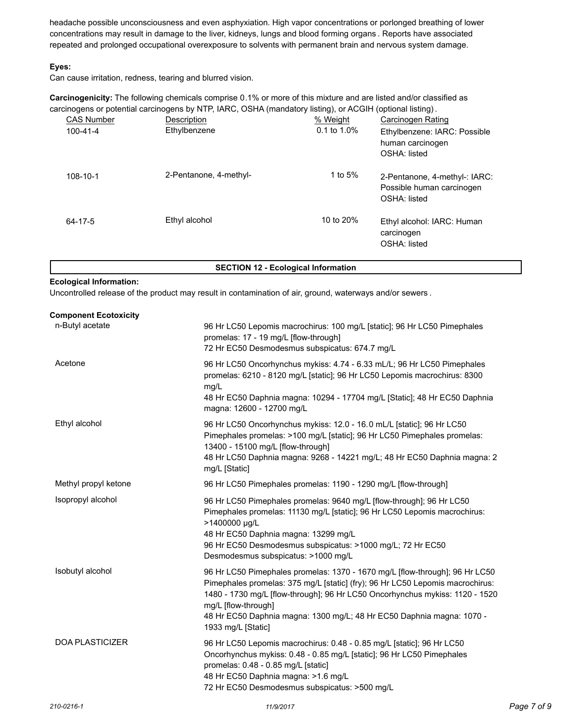headache possible unconsciousness and even asphyxiation. High vapor concentrations or porlonged breathing of lower concentrations may result in damage to the liver, kidneys, lungs and blood forming organs . Reports have associated repeated and prolonged occupational overexposure to solvents with permanent brain and nervous system damage.

**Eyes:**
Can cause irritation, redness, tearing and blurred vision.

**Carcinogenicity:** The following chemicals comprise 0.1% or more of this mixture and are listed and/or classified as carcinogens or potential carcinogens by NTP, IARC, OSHA (mandatory listing), or ACGIH (optional listing).

| CAS Number | Description | % Weight | Carcinogen Rating |
|---|---|---|---|
| 100-41-4 | Ethylbenzene | 0.1 to 1.0% | Ethylbenzene: IARC: Possible human carcinogen<br>OSHA: listed |
| 108-10-1 | 2-Pentanone, 4-methyl- | 1 to 5% | 2-Pentanone, 4-methyl-: IARC: Possible human carcinogen<br>OSHA: listed |
| 64-17-5 | Ethyl alcohol | 10 to 20% | Ethyl alcohol: IARC: Human carcinogen<br>OSHA: listed |

## SECTION 12 - Ecological Information

**Ecological Information:**
Uncontrolled release of the product may result in contamination of air, ground, waterways and/or sewers .

**Component Ecotoxicity**

| | |
|---|---|
| n-Butyl acetate | 96 Hr LC50 Lepomis macrochirus: 100 mg/L [static]; 96 Hr LC50 Pimephales promelas: 17 - 19 mg/L [flow-through]<br>72 Hr EC50 Desmodesmus subspicatus: 674.7 mg/L |
| Acetone | 96 Hr LC50 Oncorhynchus mykiss: 4.74 - 6.33 mL/L; 96 Hr LC50 Pimephales promelas: 6210 - 8120 mg/L [static]; 96 Hr LC50 Lepomis macrochirus: 8300 mg/L<br>48 Hr EC50 Daphnia magna: 10294 - 17704 mg/L [Static]; 48 Hr EC50 Daphnia magna: 12600 - 12700 mg/L |
| Ethyl alcohol | 96 Hr LC50 Oncorhynchus mykiss: 12.0 - 16.0 mL/L [static]; 96 Hr LC50 Pimephales promelas: >100 mg/L [static]; 96 Hr LC50 Pimephales promelas: 13400 - 15100 mg/L [flow-through]<br>48 Hr LC50 Daphnia magna: 9268 - 14221 mg/L; 48 Hr EC50 Daphnia magna: 2 mg/L [Static] |
| Methyl propyl ketone | 96 Hr LC50 Pimephales promelas: 1190 - 1290 mg/L [flow-through] |
| Isopropyl alcohol | 96 Hr LC50 Pimephales promelas: 9640 mg/L [flow-through]; 96 Hr LC50 Pimephales promelas: 11130 mg/L [static]; 96 Hr LC50 Lepomis macrochirus: >1400000 µg/L<br>48 Hr EC50 Daphnia magna: 13299 mg/L<br>96 Hr EC50 Desmodesmus subspicatus: >1000 mg/L; 72 Hr EC50 Desmodesmus subspicatus: >1000 mg/L |
| Isobutyl alcohol | 96 Hr LC50 Pimephales promelas: 1370 - 1670 mg/L [flow-through]; 96 Hr LC50 Pimephales promelas: 375 mg/L [static] (fry); 96 Hr LC50 Lepomis macrochirus: 1480 - 1730 mg/L [flow-through]; 96 Hr LC50 Oncorhynchus mykiss: 1120 - 1520 mg/L [flow-through]<br>48 Hr EC50 Daphnia magna: 1300 mg/L; 48 Hr EC50 Daphnia magna: 1070 - 1933 mg/L [Static] |
| DOA PLASTICIZER | 96 Hr LC50 Lepomis macrochirus: 0.48 - 0.85 mg/L [static]; 96 Hr LC50 Oncorhynchus mykiss: 0.48 - 0.85 mg/L [static]; 96 Hr LC50 Pimephales promelas: 0.48 - 0.85 mg/L [static]<br>48 Hr EC50 Daphnia magna: >1.6 mg/L<br>72 Hr EC50 Desmodesmus subspicatus: >500 mg/L |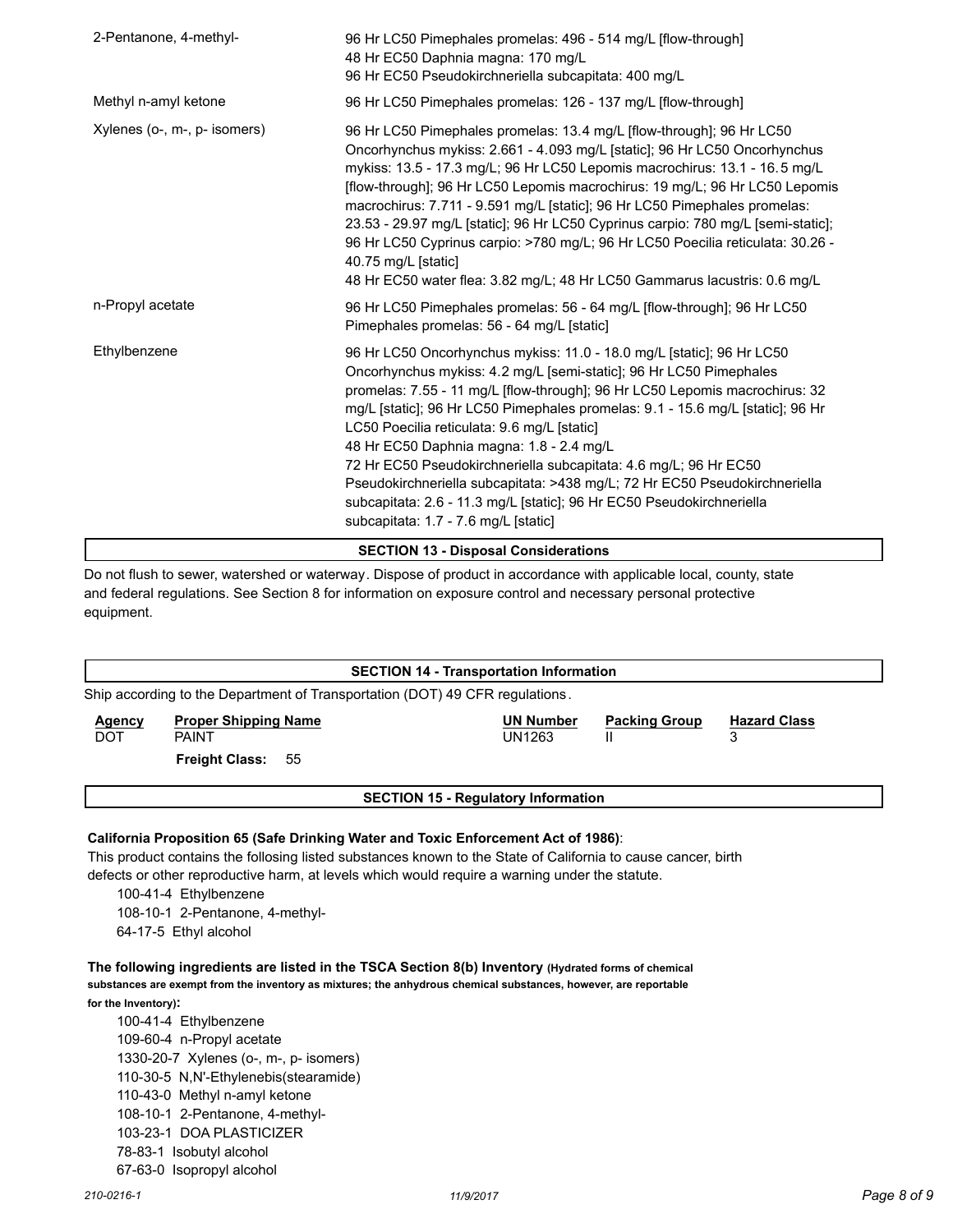| | |
|---|---|
| 2-Pentanone, 4-methyl- | 96 Hr LC50 Pimephales promelas: 496 - 514 mg/L [flow-through]<br>48 Hr EC50 Daphnia magna: 170 mg/L<br>96 Hr EC50 Pseudokirchneriella subcapitata: 400 mg/L |
| Methyl n-amyl ketone | 96 Hr LC50 Pimephales promelas: 126 - 137 mg/L [flow-through] |
| Xylenes (o-, m-, p- isomers) | 96 Hr LC50 Pimephales promelas: 13.4 mg/L [flow-through]; 96 Hr LC50 Oncorhynchus mykiss: 2.661 - 4.093 mg/L [static]; 96 Hr LC50 Oncorhynchus mykiss: 13.5 - 17.3 mg/L; 96 Hr LC50 Lepomis macrochirus: 13.1 - 16.5 mg/L [flow-through]; 96 Hr LC50 Lepomis macrochirus: 19 mg/L; 96 Hr LC50 Lepomis macrochirus: 7.711 - 9.591 mg/L [static]; 96 Hr LC50 Pimephales promelas: 23.53 - 29.97 mg/L [static]; 96 Hr LC50 Cyprinus carpio: 780 mg/L [semi-static]; 96 Hr LC50 Cyprinus carpio: >780 mg/L; 96 Hr LC50 Poecilia reticulata: 30.26 - 40.75 mg/L [static]<br>48 Hr EC50 water flea: 3.82 mg/L; 48 Hr LC50 Gammarus lacustris: 0.6 mg/L |
| n-Propyl acetate | 96 Hr LC50 Pimephales promelas: 56 - 64 mg/L [flow-through]; 96 Hr LC50 Pimephales promelas: 56 - 64 mg/L [static] |
| Ethylbenzene | 96 Hr LC50 Oncorhynchus mykiss: 11.0 - 18.0 mg/L [static]; 96 Hr LC50 Oncorhynchus mykiss: 4.2 mg/L [semi-static]; 96 Hr LC50 Pimephales promelas: 7.55 - 11 mg/L [flow-through]; 96 Hr LC50 Lepomis macrochirus: 32 mg/L [static]; 96 Hr LC50 Pimephales promelas: 9.1 - 15.6 mg/L [static]; 96 Hr LC50 Poecilia reticulata: 9.6 mg/L [static]<br>48 Hr EC50 Daphnia magna: 1.8 - 2.4 mg/L<br>72 Hr EC50 Pseudokirchneriella subcapitata: 4.6 mg/L; 96 Hr EC50 Pseudokirchneriella subcapitata: >438 mg/L; 72 Hr EC50 Pseudokirchneriella subcapitata: 2.6 - 11.3 mg/L [static]; 96 Hr EC50 Pseudokirchneriella subcapitata: 1.7 - 7.6 mg/L [static] |

## SECTION 13 - Disposal Considerations

Do not flush to sewer, watershed or waterway. Dispose of product in accordance with applicable local, county, state and federal regulations. See Section 8 for information on exposure control and necessary personal protective equipment.

## SECTION 14 - Transportation Information

Ship according to the Department of Transportation (DOT) 49 CFR regulations.

| Agency | Proper Shipping Name | UN Number | Packing Group | Hazard Class |
|---|---|---|---|---|
| DOT | PAINT | UN1263 | II | 3 |
| | **Freight Class:** 55 | | | |

## SECTION 15 - Regulatory Information

**California Proposition 65 (Safe Drinking Water and Toxic Enforcement Act of 1986)**:

This product contains the follosing listed substances known to the State of California to cause cancer, birth defects or other reproductive harm, at levels which would require a warning under the statute.

100-41-4 Ethylbenzene
108-10-1 2-Pentanone, 4-methyl-
64-17-5 Ethyl alcohol

**The following ingredients are listed in the TSCA Section 8(b) Inventory (Hydrated forms of chemical substances are exempt from the inventory as mixtures; the anhydrous chemical substances, however, are reportable for the Inventory):**

100-41-4 Ethylbenzene
109-60-4 n-Propyl acetate
1330-20-7 Xylenes (o-, m-, p- isomers)
110-30-5 N,N'-Ethylenebis(stearamide)
110-43-0 Methyl n-amyl ketone
108-10-1 2-Pentanone, 4-methyl-
103-23-1 DOA PLASTICIZER
78-83-1 Isobutyl alcohol
67-63-0 Isopropyl alcohol

210-0216-1 11/9/2017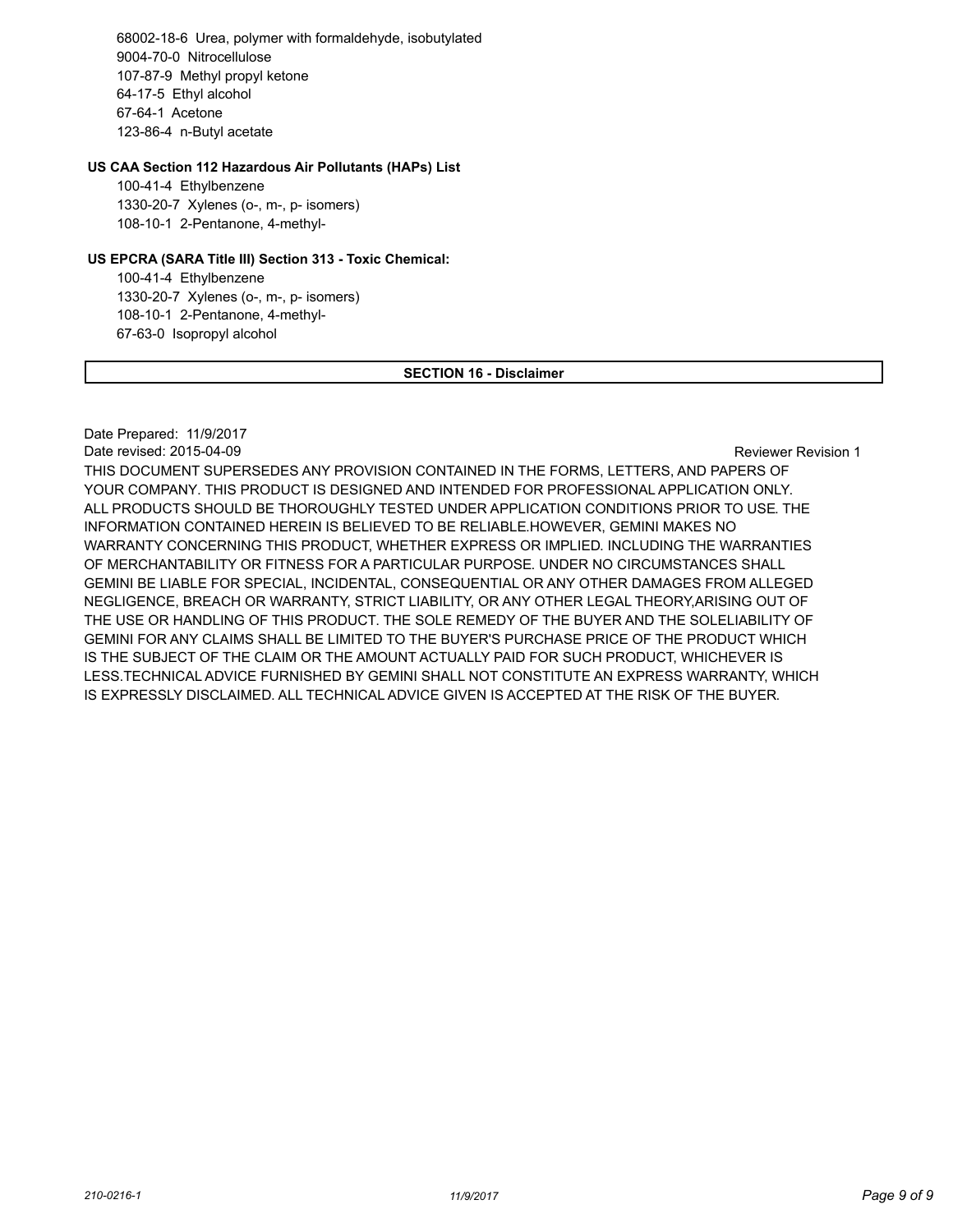68002-18-6 Urea, polymer with formaldehyde, isobutylated
9004-70-0 Nitrocellulose
107-87-9 Methyl propyl ketone
64-17-5 Ethyl alcohol
67-64-1 Acetone
123-86-4 n-Butyl acetate

**US CAA Section 112 Hazardous Air Pollutants (HAPs) List**

100-41-4 Ethylbenzene
1330-20-7 Xylenes (o-, m-, p- isomers)
108-10-1 2-Pentanone, 4-methyl-

**US EPCRA (SARA Title III) Section 313 - Toxic Chemical:**

100-41-4 Ethylbenzene
1330-20-7 Xylenes (o-, m-, p- isomers)
108-10-1 2-Pentanone, 4-methyl-
67-63-0 Isopropyl alcohol

## SECTION 16 - Disclaimer

Date Prepared: 11/9/2017
Date revised: 2015-04-09

Reviewer Revision 1

THIS DOCUMENT SUPERSEDES ANY PROVISION CONTAINED IN THE FORMS, LETTERS, AND PAPERS OF YOUR COMPANY. THIS PRODUCT IS DESIGNED AND INTENDED FOR PROFESSIONAL APPLICATION ONLY. ALL PRODUCTS SHOULD BE THOROUGHLY TESTED UNDER APPLICATION CONDITIONS PRIOR TO USE. THE INFORMATION CONTAINED HEREIN IS BELIEVED TO BE RELIABLE.HOWEVER, GEMINI MAKES NO WARRANTY CONCERNING THIS PRODUCT, WHETHER EXPRESS OR IMPLIED. INCLUDING THE WARRANTIES OF MERCHANTABILITY OR FITNESS FOR A PARTICULAR PURPOSE. UNDER NO CIRCUMSTANCES SHALL GEMINI BE LIABLE FOR SPECIAL, INCIDENTAL, CONSEQUENTIAL OR ANY OTHER DAMAGES FROM ALLEGED NEGLIGENCE, BREACH OR WARRANTY, STRICT LIABILITY, OR ANY OTHER LEGAL THEORY,ARISING OUT OF THE USE OR HANDLING OF THIS PRODUCT. THE SOLE REMEDY OF THE BUYER AND THE SOLELIABILITY OF GEMINI FOR ANY CLAIMS SHALL BE LIMITED TO THE BUYER'S PURCHASE PRICE OF THE PRODUCT WHICH IS THE SUBJECT OF THE CLAIM OR THE AMOUNT ACTUALLY PAID FOR SUCH PRODUCT, WHICHEVER IS LESS.TECHNICAL ADVICE FURNISHED BY GEMINI SHALL NOT CONSTITUTE AN EXPRESS WARRANTY, WHICH IS EXPRESSLY DISCLAIMED. ALL TECHNICAL ADVICE GIVEN IS ACCEPTED AT THE RISK OF THE BUYER.